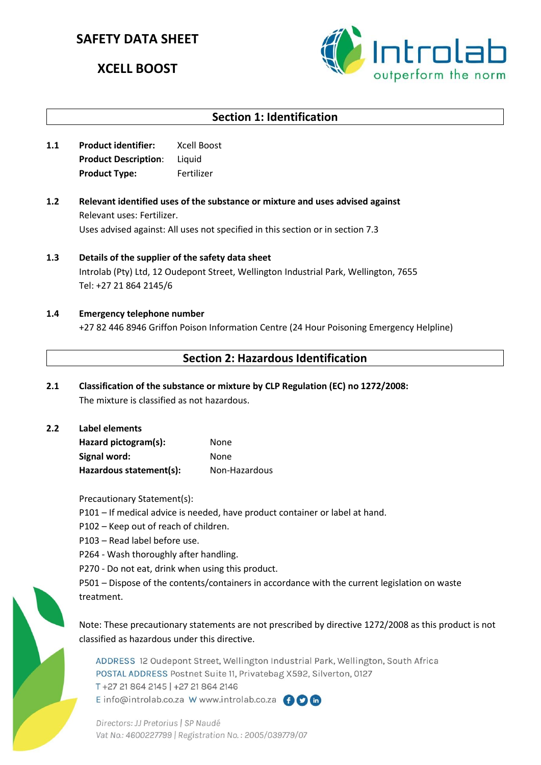# SAFETY DATA SHEET

# XCELL BOOST

## Section 1: Identification

**1.1** **Product identifier:** Xcell Boost
**Product Description:** Liquid
**Product Type:** Fertilizer

**1.2** **Relevant identified uses of the substance or mixture and uses advised against**
Relevant uses: Fertilizer.
Uses advised against: All uses not specified in this section or in section 7.3

**1.3** **Details of the supplier of the safety data sheet**
Introlab (Pty) Ltd, 12 Oudepont Street, Wellington Industrial Park, Wellington, 7655
Tel: +27 21 864 2145/6

**1.4** **Emergency telephone number**
+27 82 446 8946 Griffon Poison Information Centre (24 Hour Poisoning Emergency Helpline)

## Section 2: Hazardous Identification

**2.1** **Classification of the substance or mixture by CLP Regulation (EC) no 1272/2008:**
The mixture is classified as not hazardous.

**2.2** **Label elements**
**Hazard pictogram(s):** None
**Signal word:** None
**Hazardous statement(s):** Non-Hazardous

Precautionary Statement(s):
P101 – If medical advice is needed, have product container or label at hand.
P102 – Keep out of reach of children.
P103 – Read label before use.
P264 - Wash thoroughly after handling.
P270 - Do not eat, drink when using this product.
P501 – Dispose of the contents/containers in accordance with the current legislation on waste treatment.

Note: These precautionary statements are not prescribed by directive 1272/2008 as this product is not classified as hazardous under this directive.

ADDRESS 12 Oudepont Street, Wellington Industrial Park, Wellington, South Africa
POSTAL ADDRESS Postnet Suite 11, Privatebag X592, Silverton, 0127
T +27 21 864 2145 | +27 21 864 2146
E info@introlab.co.za W www.introlab.co.za

*Directors: JJ Pretorius | SP Naudé*
*Vat No.: 4600227799 | Registration No.: 2005/039779/07*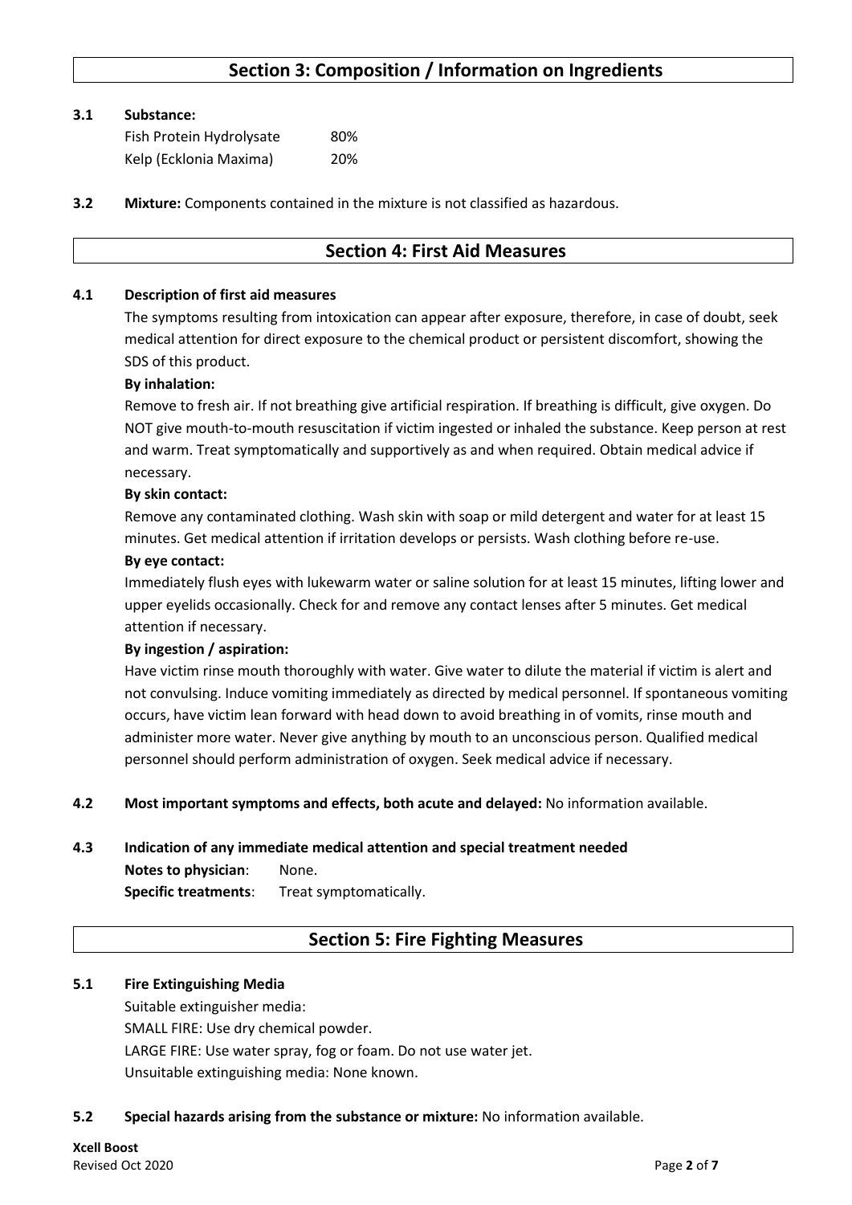## Section 3: Composition / Information on Ingredients

**3.1 Substance:**

| | |
|---|---|
| Fish Protein Hydrolysate | 80% |
| Kelp (Ecklonia Maxima) | 20% |

**3.2 Mixture:** Components contained in the mixture is not classified as hazardous.

## Section 4: First Aid Measures

**4.1 Description of first aid measures**

The symptoms resulting from intoxication can appear after exposure, therefore, in case of doubt, seek medical attention for direct exposure to the chemical product or persistent discomfort, showing the SDS of this product.

**By inhalation:**

Remove to fresh air. If not breathing give artificial respiration. If breathing is difficult, give oxygen. Do NOT give mouth-to-mouth resuscitation if victim ingested or inhaled the substance. Keep person at rest and warm. Treat symptomatically and supportively as and when required. Obtain medical advice if necessary.

**By skin contact:**

Remove any contaminated clothing. Wash skin with soap or mild detergent and water for at least 15 minutes. Get medical attention if irritation develops or persists. Wash clothing before re-use.

**By eye contact:**

Immediately flush eyes with lukewarm water or saline solution for at least 15 minutes, lifting lower and upper eyelids occasionally. Check for and remove any contact lenses after 5 minutes. Get medical attention if necessary.

**By ingestion / aspiration:**

Have victim rinse mouth thoroughly with water. Give water to dilute the material if victim is alert and not convulsing. Induce vomiting immediately as directed by medical personnel. If spontaneous vomiting occurs, have victim lean forward with head down to avoid breathing in of vomits, rinse mouth and administer more water. Never give anything by mouth to an unconscious person. Qualified medical personnel should perform administration of oxygen. Seek medical advice if necessary.

**4.2 Most important symptoms and effects, both acute and delayed:** No information available.

**4.3 Indication of any immediate medical attention and special treatment needed**

**Notes to physician**: None.

**Specific treatments**: Treat symptomatically.

## Section 5: Fire Fighting Measures

**5.1 Fire Extinguishing Media**

Suitable extinguisher media:

SMALL FIRE: Use dry chemical powder.

LARGE FIRE: Use water spray, fog or foam. Do not use water jet.

Unsuitable extinguishing media: None known.

**5.2 Special hazards arising from the substance or mixture:** No information available.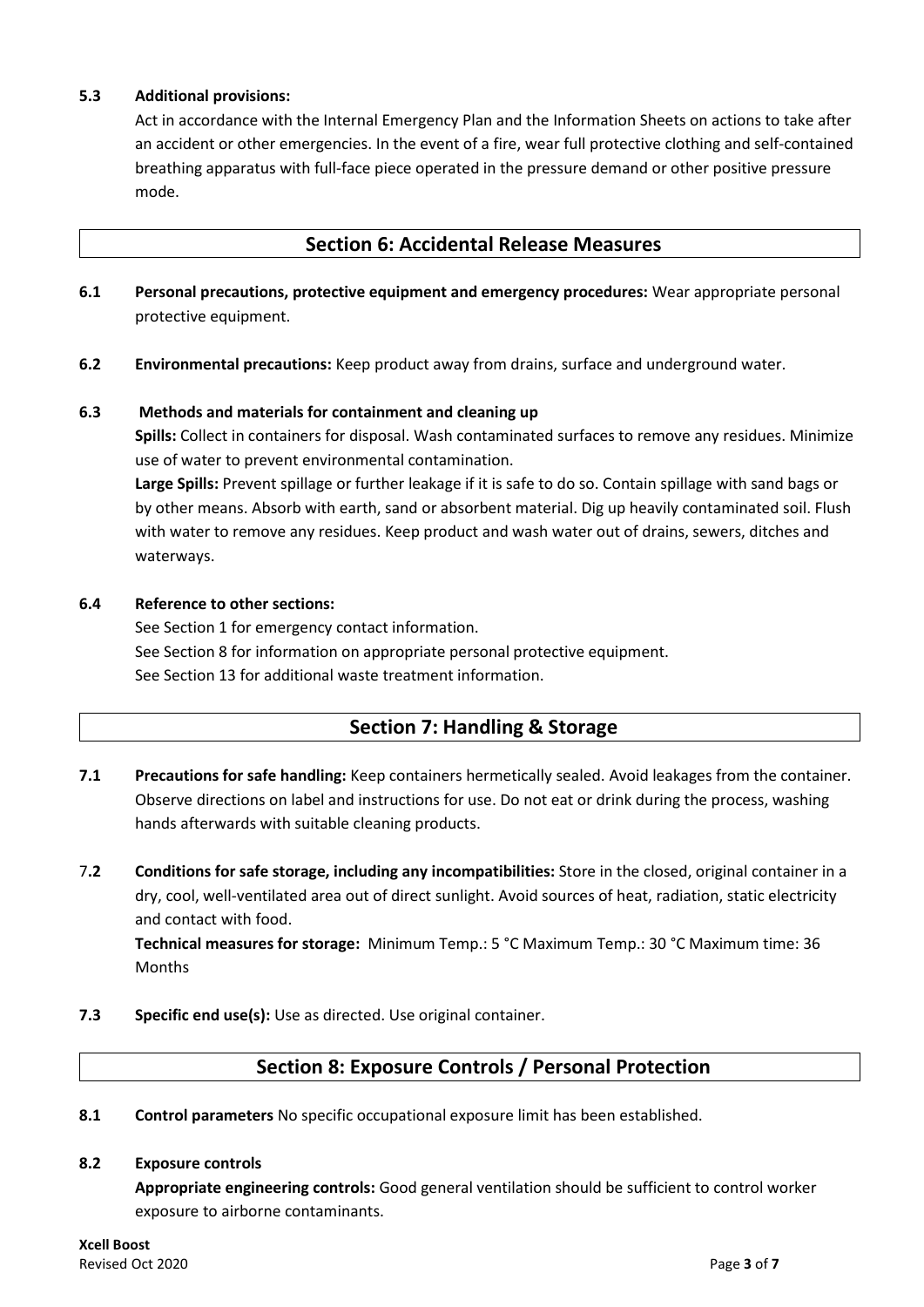**5.3 Additional provisions:**

Act in accordance with the Internal Emergency Plan and the Information Sheets on actions to take after an accident or other emergencies. In the event of a fire, wear full protective clothing and self-contained breathing apparatus with full-face piece operated in the pressure demand or other positive pressure mode.

## Section 6: Accidental Release Measures

**6.1 Personal precautions, protective equipment and emergency procedures:** Wear appropriate personal protective equipment.

**6.2 Environmental precautions:** Keep product away from drains, surface and underground water.

**6.3 Methods and materials for containment and cleaning up**

**Spills:** Collect in containers for disposal. Wash contaminated surfaces to remove any residues. Minimize use of water to prevent environmental contamination.

**Large Spills:** Prevent spillage or further leakage if it is safe to do so. Contain spillage with sand bags or by other means. Absorb with earth, sand or absorbent material. Dig up heavily contaminated soil. Flush with water to remove any residues. Keep product and wash water out of drains, sewers, ditches and waterways.

**6.4 Reference to other sections:**

See Section 1 for emergency contact information.
See Section 8 for information on appropriate personal protective equipment.
See Section 13 for additional waste treatment information.

## Section 7: Handling & Storage

**7.1 Precautions for safe handling:** Keep containers hermetically sealed. Avoid leakages from the container. Observe directions on label and instructions for use. Do not eat or drink during the process, washing hands afterwards with suitable cleaning products.

7.**2 Conditions for safe storage, including any incompatibilities:** Store in the closed, original container in a dry, cool, well-ventilated area out of direct sunlight. Avoid sources of heat, radiation, static electricity and contact with food.

**Technical measures for storage:** Minimum Temp.: 5 °C Maximum Temp.: 30 °C Maximum time: 36 Months

**7.3 Specific end use(s):** Use as directed. Use original container.

## Section 8: Exposure Controls / Personal Protection

**8.1 Control parameters** No specific occupational exposure limit has been established.

**8.2 Exposure controls**

**Appropriate engineering controls:** Good general ventilation should be sufficient to control worker exposure to airborne contaminants.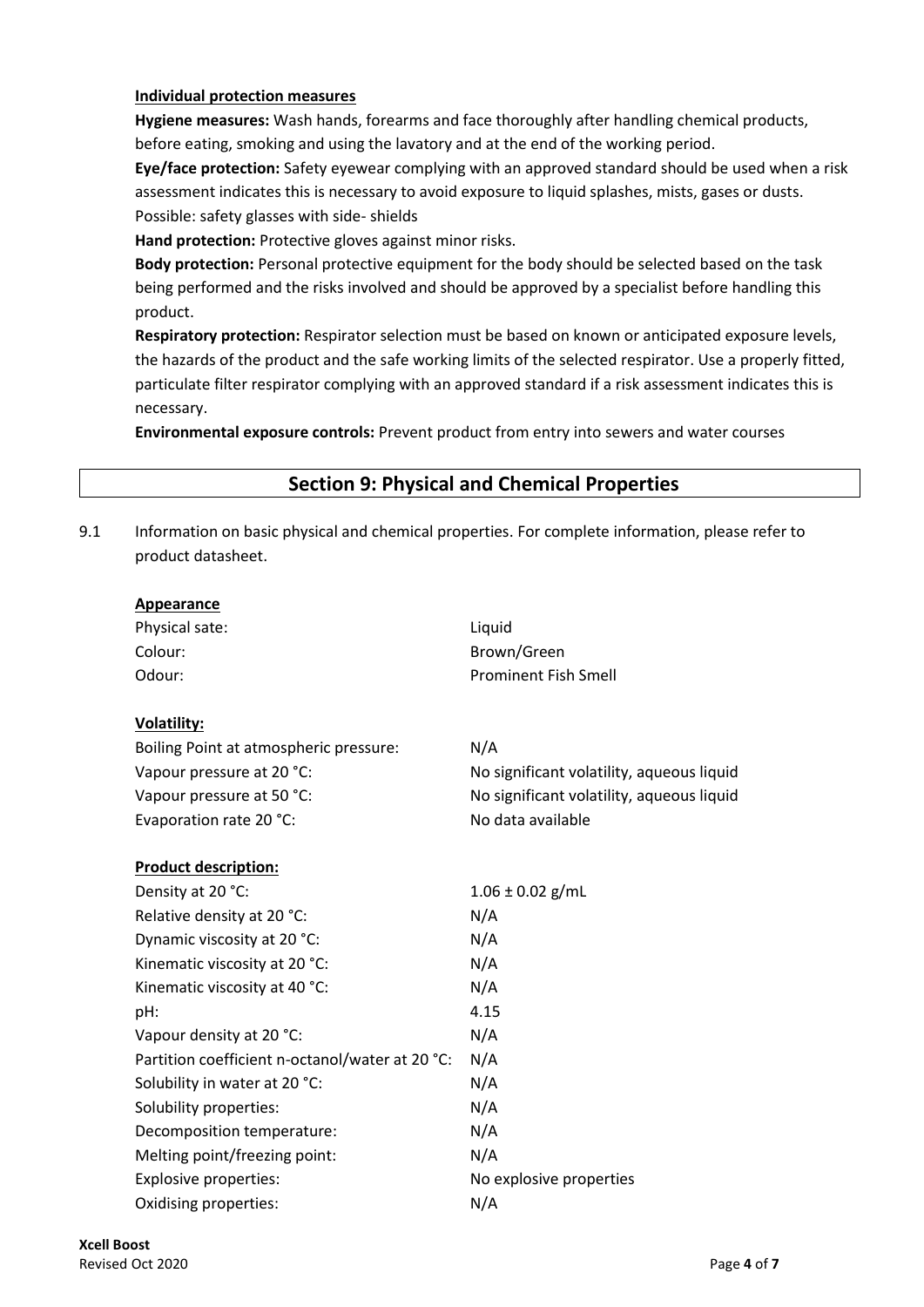**Individual protection measures**

**Hygiene measures:** Wash hands, forearms and face thoroughly after handling chemical products, before eating, smoking and using the lavatory and at the end of the working period.

**Eye/face protection:** Safety eyewear complying with an approved standard should be used when a risk assessment indicates this is necessary to avoid exposure to liquid splashes, mists, gases or dusts. Possible: safety glasses with side- shields

**Hand protection:** Protective gloves against minor risks.

**Body protection:** Personal protective equipment for the body should be selected based on the task being performed and the risks involved and should be approved by a specialist before handling this product.

**Respiratory protection:** Respirator selection must be based on known or anticipated exposure levels, the hazards of the product and the safe working limits of the selected respirator. Use a properly fitted, particulate filter respirator complying with an approved standard if a risk assessment indicates this is necessary.

**Environmental exposure controls:** Prevent product from entry into sewers and water courses

## Section 9: Physical and Chemical Properties

9.1 Information on basic physical and chemical properties. For complete information, please refer to product datasheet.

**Appearance**

| | |
|---|---|
| Physical sate: | Liquid |
| Colour: | Brown/Green |
| Odour: | Prominent Fish Smell |

**Volatility:**

| | |
|---|---|
| Boiling Point at atmospheric pressure: | N/A |
| Vapour pressure at 20 °C: | No significant volatility, aqueous liquid |
| Vapour pressure at 50 °C: | No significant volatility, aqueous liquid |
| Evaporation rate 20 °C: | No data available |

**Product description:**

| | |
|---|---|
| Density at 20 °C: | 1.06 ± 0.02 g/mL |
| Relative density at 20 °C: | N/A |
| Dynamic viscosity at 20 °C: | N/A |
| Kinematic viscosity at 20 °C: | N/A |
| Kinematic viscosity at 40 °C: | N/A |
| pH: | 4.15 |
| Vapour density at 20 °C: | N/A |
| Partition coefficient n-octanol/water at 20 °C: | N/A |
| Solubility in water at 20 °C: | N/A |
| Solubility properties: | N/A |
| Decomposition temperature: | N/A |
| Melting point/freezing point: | N/A |
| Explosive properties: | No explosive properties |
| Oxidising properties: | N/A |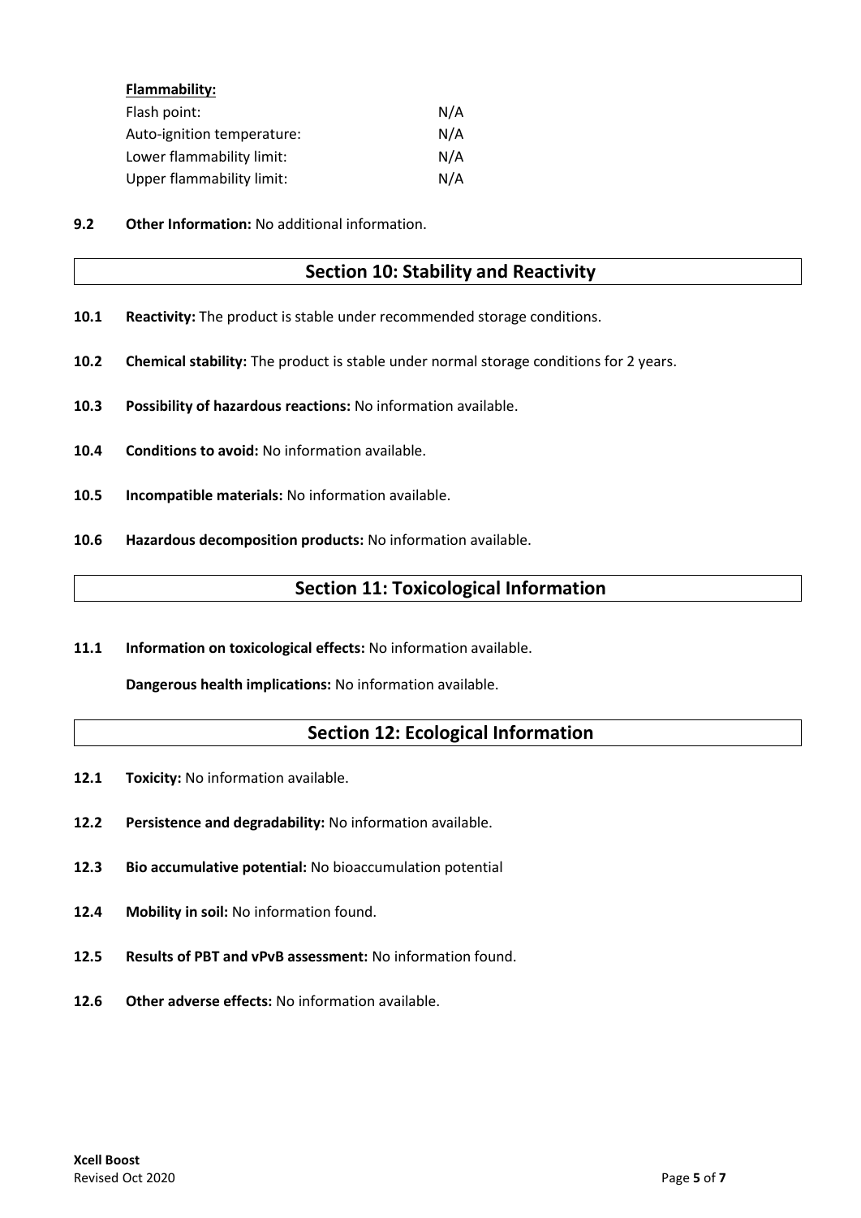**Flammability:**

| | |
|---|---|
| Flash point: | N/A |
| Auto-ignition temperature: | N/A |
| Lower flammability limit: | N/A |
| Upper flammability limit: | N/A |

**9.2 Other Information:** No additional information.

## Section 10: Stability and Reactivity

**10.1 Reactivity:** The product is stable under recommended storage conditions.

**10.2 Chemical stability:** The product is stable under normal storage conditions for 2 years.

**10.3 Possibility of hazardous reactions:** No information available.

**10.4 Conditions to avoid:** No information available.

**10.5 Incompatible materials:** No information available.

**10.6 Hazardous decomposition products:** No information available.

## Section 11: Toxicological Information

**11.1 Information on toxicological effects:** No information available.

**Dangerous health implications:** No information available.

## Section 12: Ecological Information

**12.1 Toxicity:** No information available.

**12.2 Persistence and degradability:** No information available.

**12.3 Bio accumulative potential:** No bioaccumulation potential

**12.4 Mobility in soil:** No information found.

**12.5 Results of PBT and vPvB assessment:** No information found.

**12.6 Other adverse effects:** No information available.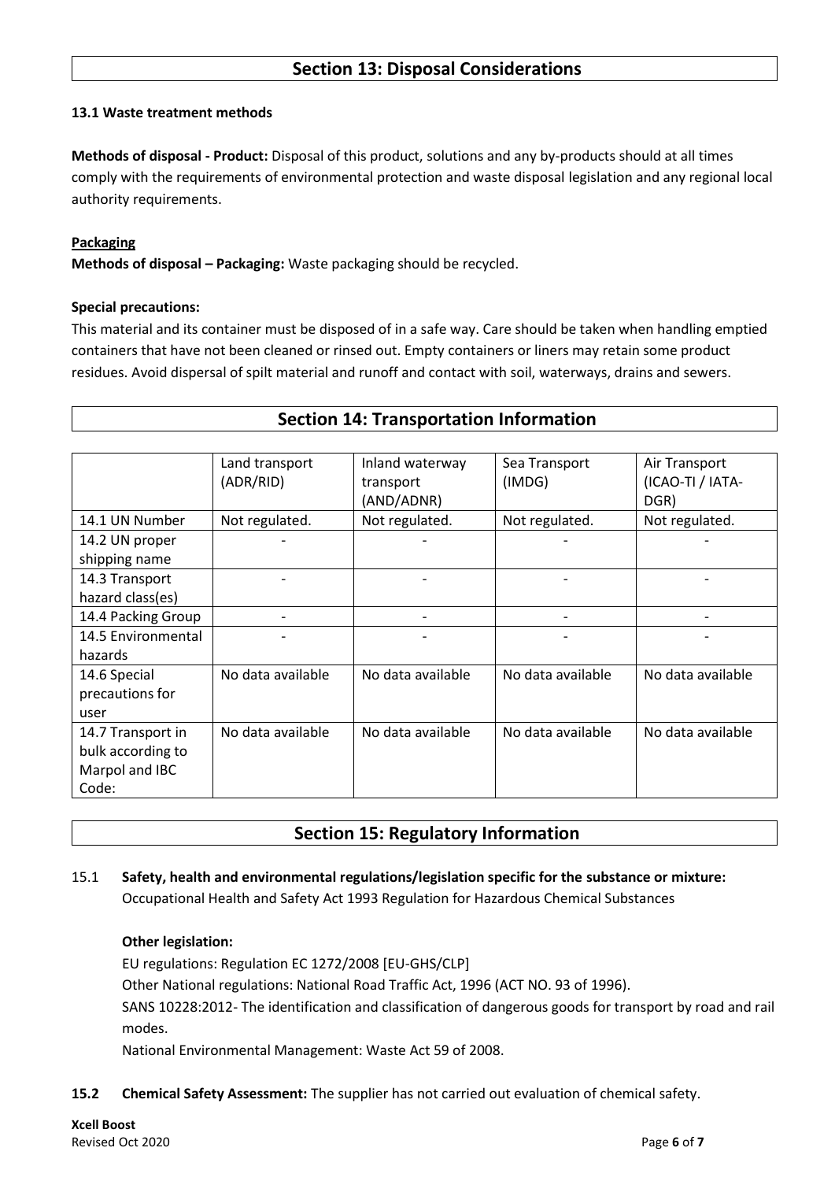## Section 13: Disposal Considerations

**13.1 Waste treatment methods**

**Methods of disposal - Product:** Disposal of this product, solutions and any by-products should at all times comply with the requirements of environmental protection and waste disposal legislation and any regional local authority requirements.

**Packaging**

**Methods of disposal – Packaging:** Waste packaging should be recycled.

**Special precautions:**

This material and its container must be disposed of in a safe way. Care should be taken when handling emptied containers that have not been cleaned or rinsed out. Empty containers or liners may retain some product residues. Avoid dispersal of spilt material and runoff and contact with soil, waterways, drains and sewers.

## Section 14: Transportation Information

| | Land transport (ADR/RID) | Inland waterway transport (AND/ADNR) | Sea Transport (IMDG) | Air Transport (ICAO-TI / IATA-DGR) |
|---|---|---|---|---|
| 14.1 UN Number | Not regulated. | Not regulated. | Not regulated. | Not regulated. |
| 14.2 UN proper shipping name | - | - | - | - |
| 14.3 Transport hazard class(es) | - | - | - | - |
| 14.4 Packing Group | - | - | - | - |
| 14.5 Environmental hazards | - | - | - | - |
| 14.6 Special precautions for user | No data available | No data available | No data available | No data available |
| 14.7 Transport in bulk according to Marpol and IBC Code: | No data available | No data available | No data available | No data available |

## Section 15: Regulatory Information

15.1 **Safety, health and environmental regulations/legislation specific for the substance or mixture:**
Occupational Health and Safety Act 1993 Regulation for Hazardous Chemical Substances

**Other legislation:**

EU regulations: Regulation EC 1272/2008 [EU-GHS/CLP]

Other National regulations: National Road Traffic Act, 1996 (ACT NO. 93 of 1996).

SANS 10228:2012- The identification and classification of dangerous goods for transport by road and rail modes.

National Environmental Management: Waste Act 59 of 2008.

**15.2 Chemical Safety Assessment:** The supplier has not carried out evaluation of chemical safety.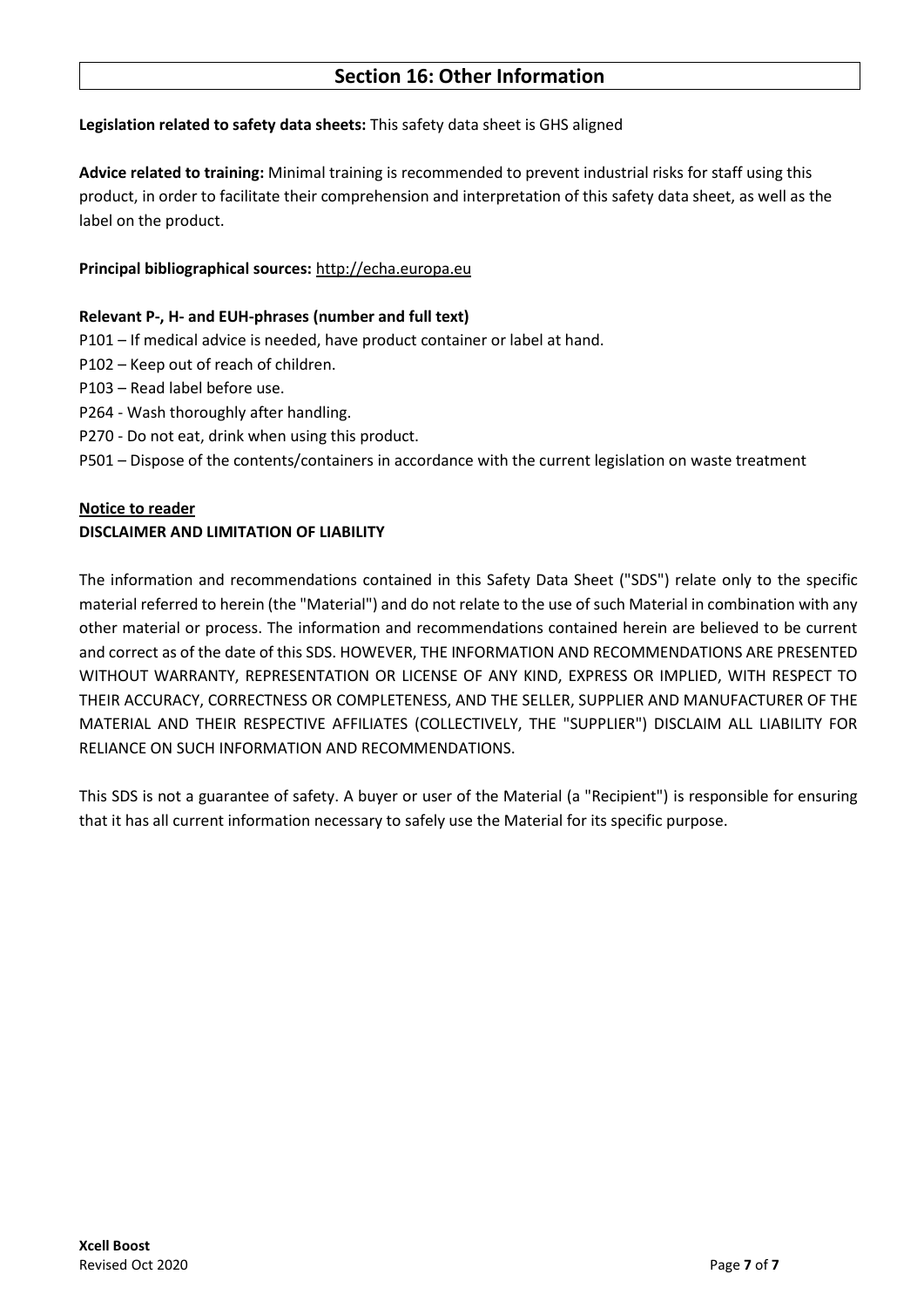## Section 16: Other Information

**Legislation related to safety data sheets:** This safety data sheet is GHS aligned

**Advice related to training:** Minimal training is recommended to prevent industrial risks for staff using this product, in order to facilitate their comprehension and interpretation of this safety data sheet, as well as the label on the product.

**Principal bibliographical sources:** http://echa.europa.eu

**Relevant P-, H- and EUH-phrases (number and full text)**

P101 – If medical advice is needed, have product container or label at hand.
P102 – Keep out of reach of children.
P103 – Read label before use.
P264 - Wash thoroughly after handling.
P270 - Do not eat, drink when using this product.
P501 – Dispose of the contents/containers in accordance with the current legislation on waste treatment

**Notice to reader**

**DISCLAIMER AND LIMITATION OF LIABILITY**

The information and recommendations contained in this Safety Data Sheet ("SDS") relate only to the specific material referred to herein (the "Material") and do not relate to the use of such Material in combination with any other material or process. The information and recommendations contained herein are believed to be current and correct as of the date of this SDS. HOWEVER, THE INFORMATION AND RECOMMENDATIONS ARE PRESENTED WITHOUT WARRANTY, REPRESENTATION OR LICENSE OF ANY KIND, EXPRESS OR IMPLIED, WITH RESPECT TO THEIR ACCURACY, CORRECTNESS OR COMPLETENESS, AND THE SELLER, SUPPLIER AND MANUFACTURER OF THE MATERIAL AND THEIR RESPECTIVE AFFILIATES (COLLECTIVELY, THE "SUPPLIER") DISCLAIM ALL LIABILITY FOR RELIANCE ON SUCH INFORMATION AND RECOMMENDATIONS.

This SDS is not a guarantee of safety. A buyer or user of the Material (a "Recipient") is responsible for ensuring that it has all current information necessary to safely use the Material for its specific purpose.

**Xcell Boost**
Revised Oct 2020